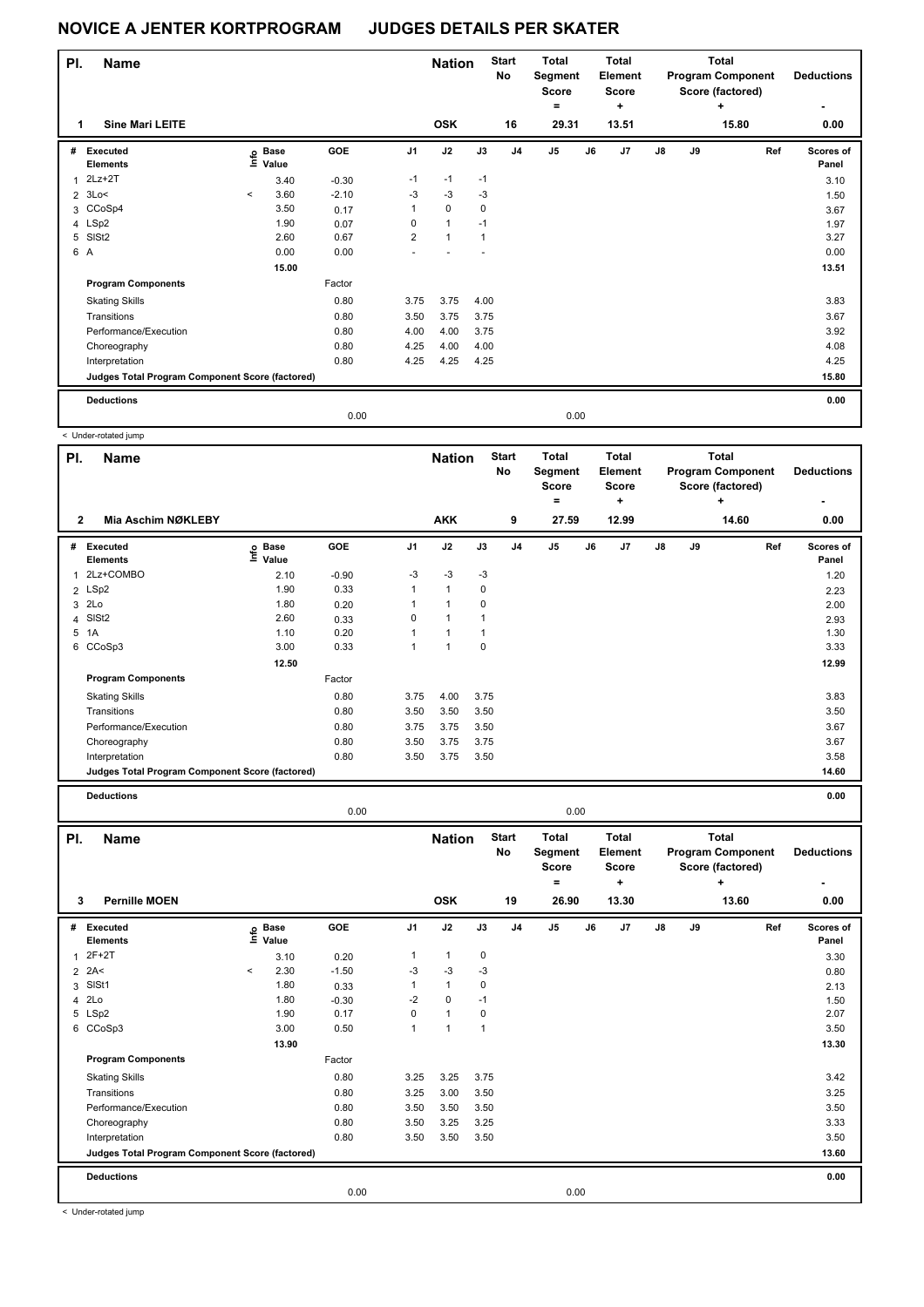# NOVICE A JENTER KORTPROGRAM JUDGES DETAILS PER SKATER

| Pl. | Name | Nation | Start No | Total Segment Score = | Total Element Score + | Total Program Component Score (factored) + | Deductions - |
|---|---|---|---|---|---|---|---|
| 1 | Sine Mari LEITE | OSK | 16 | 29.31 | 13.51 | 15.80 | 0.00 |

| # | Executed Elements | Info | Base Value | GOE | J1 | J2 | J3 | J4 | J5 | J6 | J7 | J8 | J9 | Ref | Scores of Panel |
|---|---|---|---|---|---|---|---|---|---|---|---|---|---|---|---|
| 1 | 2Lz+2T | | 3.40 | -0.30 | -1 | -1 | -1 | | | | | | | | 3.10 |
| 2 | 3Lo< | < | 3.60 | -2.10 | -3 | -3 | -3 | | | | | | | | 1.50 |
| 3 | CCoSp4 | | 3.50 | 0.17 | 1 | 0 | 0 | | | | | | | | 3.67 |
| 4 | LSp2 | | 1.90 | 0.07 | 0 | 1 | -1 | | | | | | | | 1.97 |
| 5 | SlSt2 | | 2.60 | 0.67 | 2 | 1 | 1 | | | | | | | | 3.27 |
| 6 | A | | 0.00 | 0.00 | - | - | - | | | | | | | | 0.00 |
| | | | 15.00 | | | | | | | | | | | | 13.51 |
| | Program Components | | | Factor | | | | | | | | | | | |
| | Skating Skills | | | 0.80 | 3.75 | 3.75 | 4.00 | | | | | | | | 3.83 |
| | Transitions | | | 0.80 | 3.50 | 3.75 | 3.75 | | | | | | | | 3.67 |
| | Performance/Execution | | | 0.80 | 4.00 | 4.00 | 3.75 | | | | | | | | 3.92 |
| | Choreography | | | 0.80 | 4.25 | 4.00 | 4.00 | | | | | | | | 4.08 |
| | Interpretation | | | 0.80 | 4.25 | 4.25 | 4.25 | | | | | | | | 4.25 |
| | Judges Total Program Component Score (factored) | | | | | | | | | | | | | | 15.80 |
| | Deductions | | | 0.00 | | | | | 0.00 | | | | | | 0.00 |

< Under-rotated jump

| Pl. | Name | Nation | Start No | Total Segment Score = | Total Element Score + | Total Program Component Score (factored) + | Deductions - |
|---|---|---|---|---|---|---|---|
| 2 | Mia Aschim NØKLEBY | AKK | 9 | 27.59 | 12.99 | 14.60 | 0.00 |

| # | Executed Elements | Info | Base Value | GOE | J1 | J2 | J3 | J4 | J5 | J6 | J7 | J8 | J9 | Ref | Scores of Panel |
|---|---|---|---|---|---|---|---|---|---|---|---|---|---|---|---|
| 1 | 2Lz+COMBO | | 2.10 | -0.90 | -3 | -3 | -3 | | | | | | | | 1.20 |
| 2 | LSp2 | | 1.90 | 0.33 | 1 | 1 | 0 | | | | | | | | 2.23 |
| 3 | 2Lo | | 1.80 | 0.20 | 1 | 1 | 0 | | | | | | | | 2.00 |
| 4 | SlSt2 | | 2.60 | 0.33 | 0 | 1 | 1 | | | | | | | | 2.93 |
| 5 | 1A | | 1.10 | 0.20 | 1 | 1 | 1 | | | | | | | | 1.30 |
| 6 | CCoSp3 | | 3.00 | 0.33 | 1 | 1 | 0 | | | | | | | | 3.33 |
| | | | 12.50 | | | | | | | | | | | | 12.99 |
| | Program Components | | | Factor | | | | | | | | | | | |
| | Skating Skills | | | 0.80 | 3.75 | 4.00 | 3.75 | | | | | | | | 3.83 |
| | Transitions | | | 0.80 | 3.50 | 3.50 | 3.50 | | | | | | | | 3.50 |
| | Performance/Execution | | | 0.80 | 3.75 | 3.75 | 3.50 | | | | | | | | 3.67 |
| | Choreography | | | 0.80 | 3.50 | 3.75 | 3.75 | | | | | | | | 3.67 |
| | Interpretation | | | 0.80 | 3.50 | 3.75 | 3.50 | | | | | | | | 3.58 |
| | Judges Total Program Component Score (factored) | | | | | | | | | | | | | | 14.60 |
| | Deductions | | | 0.00 | | | | | 0.00 | | | | | | 0.00 |

| Pl. | Name | Nation | Start No | Total Segment Score = | Total Element Score + | Total Program Component Score (factored) + | Deductions - |
|---|---|---|---|---|---|---|---|
| 3 | Pernille MOEN | OSK | 19 | 26.90 | 13.30 | 13.60 | 0.00 |

| # | Executed Elements | Info | Base Value | GOE | J1 | J2 | J3 | J4 | J5 | J6 | J7 | J8 | J9 | Ref | Scores of Panel |
|---|---|---|---|---|---|---|---|---|---|---|---|---|---|---|---|
| 1 | 2F+2T | | 3.10 | 0.20 | 1 | 1 | 0 | | | | | | | | 3.30 |
| 2 | 2A< | < | 2.30 | -1.50 | -3 | -3 | -3 | | | | | | | | 0.80 |
| 3 | SlSt1 | | 1.80 | 0.33 | 1 | 1 | 0 | | | | | | | | 2.13 |
| 4 | 2Lo | | 1.80 | -0.30 | -2 | 0 | -1 | | | | | | | | 1.50 |
| 5 | LSp2 | | 1.90 | 0.17 | 0 | 1 | 0 | | | | | | | | 2.07 |
| 6 | CCoSp3 | | 3.00 | 0.50 | 1 | 1 | 1 | | | | | | | | 3.50 |
| | | | 13.90 | | | | | | | | | | | | 13.30 |
| | Program Components | | | Factor | | | | | | | | | | | |
| | Skating Skills | | | 0.80 | 3.25 | 3.25 | 3.75 | | | | | | | | 3.42 |
| | Transitions | | | 0.80 | 3.25 | 3.00 | 3.50 | | | | | | | | 3.25 |
| | Performance/Execution | | | 0.80 | 3.50 | 3.50 | 3.50 | | | | | | | | 3.50 |
| | Choreography | | | 0.80 | 3.50 | 3.25 | 3.25 | | | | | | | | 3.33 |
| | Interpretation | | | 0.80 | 3.50 | 3.50 | 3.50 | | | | | | | | 3.50 |
| | Judges Total Program Component Score (factored) | | | | | | | | | | | | | | 13.60 |
| | Deductions | | | 0.00 | | | | | 0.00 | | | | | | 0.00 |

< Under-rotated jump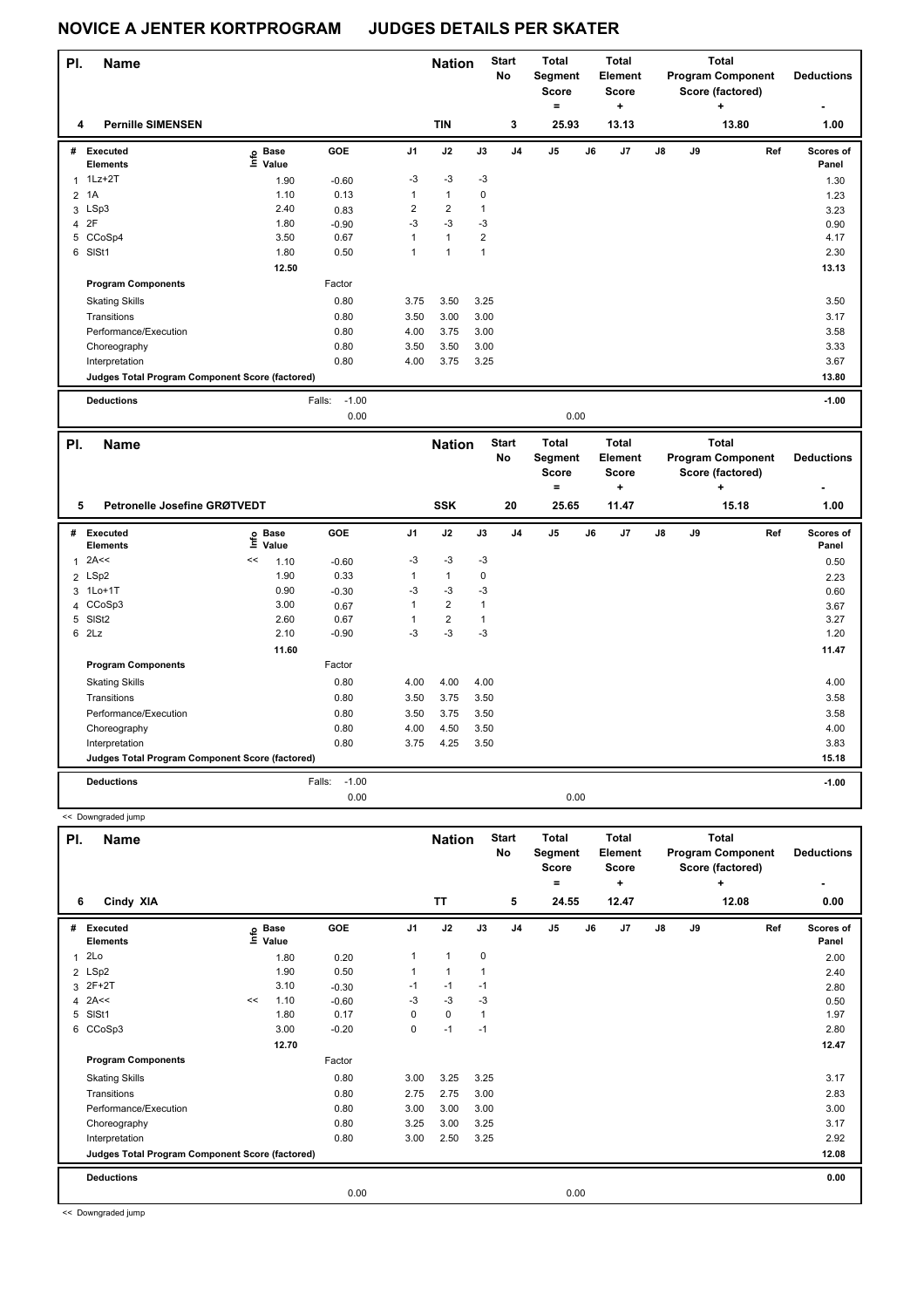# NOVICE A JENTER KORTPROGRAM JUDGES DETAILS PER SKATER

| Pl. | Name | Nation | Start No | Total Segment Score = | Total Element Score + | Total Program Component Score (factored) + | Deductions - |
|---|---|---|---|---|---|---|---|
| 4 | Pernille SIMENSEN | TIN | 3 | 25.93 | 13.13 | 13.80 | 1.00 |

| # | Executed Elements | Info | Base Value | GOE | J1 | J2 | J3 | J4 | J5 | J6 | J7 | J8 | J9 | Ref | Scores of Panel |
|---|---|---|---|---|---|---|---|---|---|---|---|---|---|---|---|
| 1 | 1Lz+2T | | 1.90 | -0.60 | -3 | -3 | -3 | | | | | | | | 1.30 |
| 2 | 1A | | 1.10 | 0.13 | 1 | 1 | 0 | | | | | | | | 1.23 |
| 3 | LSp3 | | 2.40 | 0.83 | 2 | 2 | 1 | | | | | | | | 3.23 |
| 4 | 2F | | 1.80 | -0.90 | -3 | -3 | -3 | | | | | | | | 0.90 |
| 5 | CCoSp4 | | 3.50 | 0.67 | 1 | 1 | 2 | | | | | | | | 4.17 |
| 6 | SlSt1 | | 1.80 | 0.50 | 1 | 1 | 1 | | | | | | | | 2.30 |
| | | | 12.50 | | | | | | | | | | | | 13.13 |
| | Program Components | | | Factor | | | | | | | | | | | |
| | Skating Skills | | | 0.80 | 3.75 | 3.50 | 3.25 | | | | | | | | 3.50 |
| | Transitions | | | 0.80 | 3.50 | 3.00 | 3.00 | | | | | | | | 3.17 |
| | Performance/Execution | | | 0.80 | 4.00 | 3.75 | 3.00 | | | | | | | | 3.58 |
| | Choreography | | | 0.80 | 3.50 | 3.50 | 3.00 | | | | | | | | 3.33 |
| | Interpretation | | | 0.80 | 4.00 | 3.75 | 3.25 | | | | | | | | 3.67 |
| | Judges Total Program Component Score (factored) | | | | | | | | | | | | | | 13.80 |
| | Deductions | | | Falls: -1.00 | | | | | | | | | | | -1.00 |
| | | | | 0.00 | | | | | 0.00 | | | | | | |

| Pl. | Name | Nation | Start No | Total Segment Score = | Total Element Score + | Total Program Component Score (factored) + | Deductions - |
|---|---|---|---|---|---|---|---|
| 5 | Petronelle Josefine GRØTVEDT | SSK | 20 | 25.65 | 11.47 | 15.18 | 1.00 |

| # | Executed Elements | Info | Base Value | GOE | J1 | J2 | J3 | J4 | J5 | J6 | J7 | J8 | J9 | Ref | Scores of Panel |
|---|---|---|---|---|---|---|---|---|---|---|---|---|---|---|---|
| 1 | 2A<< | << | 1.10 | -0.60 | -3 | -3 | -3 | | | | | | | | 0.50 |
| 2 | LSp2 | | 1.90 | 0.33 | 1 | 1 | 0 | | | | | | | | 2.23 |
| 3 | 1Lo+1T | | 0.90 | -0.30 | -3 | -3 | -3 | | | | | | | | 0.60 |
| 4 | CCoSp3 | | 3.00 | 0.67 | 1 | 2 | 1 | | | | | | | | 3.67 |
| 5 | SlSt2 | | 2.60 | 0.67 | 1 | 2 | 1 | | | | | | | | 3.27 |
| 6 | 2Lz | | 2.10 | -0.90 | -3 | -3 | -3 | | | | | | | | 1.20 |
| | | | 11.60 | | | | | | | | | | | | 11.47 |
| | Program Components | | | Factor | | | | | | | | | | | |
| | Skating Skills | | | 0.80 | 4.00 | 4.00 | 4.00 | | | | | | | | 4.00 |
| | Transitions | | | 0.80 | 3.50 | 3.75 | 3.50 | | | | | | | | 3.58 |
| | Performance/Execution | | | 0.80 | 3.50 | 3.75 | 3.50 | | | | | | | | 3.58 |
| | Choreography | | | 0.80 | 4.00 | 4.50 | 3.50 | | | | | | | | 4.00 |
| | Interpretation | | | 0.80 | 3.75 | 4.25 | 3.50 | | | | | | | | 3.83 |
| | Judges Total Program Component Score (factored) | | | | | | | | | | | | | | 15.18 |
| | Deductions | | | Falls: -1.00 | | | | | | | | | | | -1.00 |
| | | | | 0.00 | | | | | 0.00 | | | | | | |

<< Downgraded jump

| Pl. | Name | Nation | Start No | Total Segment Score = | Total Element Score + | Total Program Component Score (factored) + | Deductions - |
|---|---|---|---|---|---|---|---|
| 6 | Cindy XIA | TT | 5 | 24.55 | 12.47 | 12.08 | 0.00 |

| # | Executed Elements | Info | Base Value | GOE | J1 | J2 | J3 | J4 | J5 | J6 | J7 | J8 | J9 | Ref | Scores of Panel |
|---|---|---|---|---|---|---|---|---|---|---|---|---|---|---|---|
| 1 | 2Lo | | 1.80 | 0.20 | 1 | 1 | 0 | | | | | | | | 2.00 |
| 2 | LSp2 | | 1.90 | 0.50 | 1 | 1 | 1 | | | | | | | | 2.40 |
| 3 | 2F+2T | | 3.10 | -0.30 | -1 | -1 | -1 | | | | | | | | 2.80 |
| 4 | 2A<< | << | 1.10 | -0.60 | -3 | -3 | -3 | | | | | | | | 0.50 |
| 5 | SlSt1 | | 1.80 | 0.17 | 0 | 0 | 1 | | | | | | | | 1.97 |
| 6 | CCoSp3 | | 3.00 | -0.20 | 0 | -1 | -1 | | | | | | | | 2.80 |
| | | | 12.70 | | | | | | | | | | | | 12.47 |
| | Program Components | | | Factor | | | | | | | | | | | |
| | Skating Skills | | | 0.80 | 3.00 | 3.25 | 3.25 | | | | | | | | 3.17 |
| | Transitions | | | 0.80 | 2.75 | 2.75 | 3.00 | | | | | | | | 2.83 |
| | Performance/Execution | | | 0.80 | 3.00 | 3.00 | 3.00 | | | | | | | | 3.00 |
| | Choreography | | | 0.80 | 3.25 | 3.00 | 3.25 | | | | | | | | 3.17 |
| | Interpretation | | | 0.80 | 3.00 | 2.50 | 3.25 | | | | | | | | 2.92 |
| | Judges Total Program Component Score (factored) | | | | | | | | | | | | | | 12.08 |
| | Deductions | | | | | | | | | | | | | | 0.00 |
| | | | | 0.00 | | | | | 0.00 | | | | | | |

<< Downgraded jump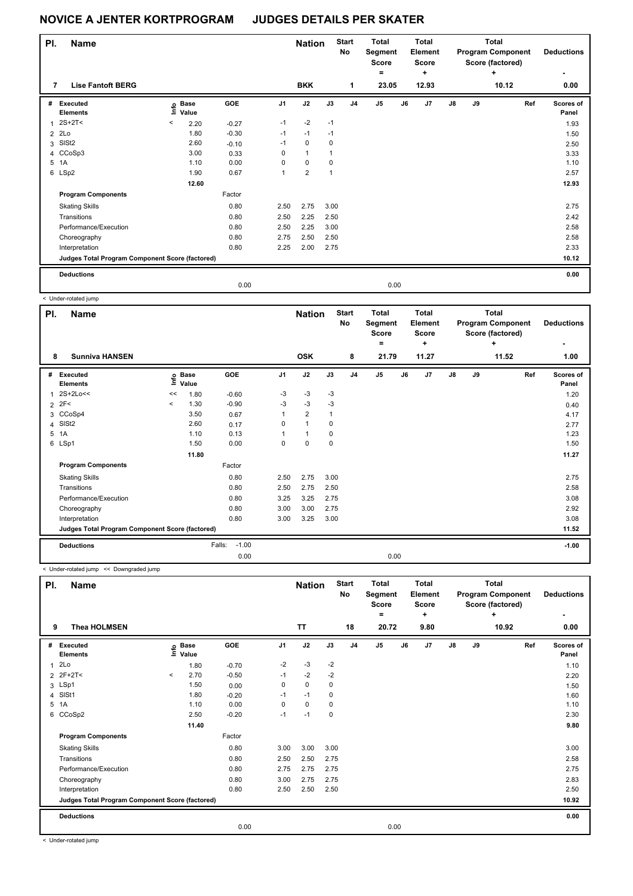# NOVICE A JENTER KORTPROGRAM JUDGES DETAILS PER SKATER

| Pl. | Name | Nation | Start No | Total Segment Score = | Total Element Score + | Total Program Component Score (factored) + | Deductions - |
|---|---|---|---|---|---|---|---|
| 7 | Lise Fantoft BERG | BKK | 1 | 23.05 | 12.93 | 10.12 | 0.00 |

| # | Executed Elements | Info | Base Value | GOE | J1 | J2 | J3 | J4 | J5 | J6 | J7 | J8 | J9 | Ref | Scores of Panel |
|---|---|---|---|---|---|---|---|---|---|---|---|---|---|---|---|
| 1 | 2S+2T< | < | 2.20 | -0.27 | -1 | -2 | -1 | | | | | | | | 1.93 |
| 2 | 2Lo | | 1.80 | -0.30 | -1 | -1 | -1 | | | | | | | | 1.50 |
| 3 | SlSt2 | | 2.60 | -0.10 | -1 | 0 | 0 | | | | | | | | 2.50 |
| 4 | CCoSp3 | | 3.00 | 0.33 | 0 | 1 | 1 | | | | | | | | 3.33 |
| 5 | 1A | | 1.10 | 0.00 | 0 | 0 | 0 | | | | | | | | 1.10 |
| 6 | LSp2 | | 1.90 | 0.67 | 1 | 2 | 1 | | | | | | | | 2.57 |
| | | | 12.60 | | | | | | | | | | | | 12.93 |
| | **Program Components** | | | Factor | | | | | | | | | | | |
| | Skating Skills | | | 0.80 | 2.50 | 2.75 | 3.00 | | | | | | | | 2.75 |
| | Transitions | | | 0.80 | 2.50 | 2.25 | 2.50 | | | | | | | | 2.42 |
| | Performance/Execution | | | 0.80 | 2.50 | 2.25 | 3.00 | | | | | | | | 2.58 |
| | Choreography | | | 0.80 | 2.75 | 2.50 | 2.50 | | | | | | | | 2.58 |
| | Interpretation | | | 0.80 | 2.25 | 2.00 | 2.75 | | | | | | | | 2.33 |
| | **Judges Total Program Component Score (factored)** | | | | | | | | | | | | | | 10.12 |
| | **Deductions** | | | | | | | | | | | | | | 0.00 |
| | | | | 0.00 | | | | | 0.00 | | | | | | |

< Under-rotated jump

| Pl. | Name | Nation | Start No | Total Segment Score = | Total Element Score + | Total Program Component Score (factored) + | Deductions - |
|---|---|---|---|---|---|---|---|
| 8 | Sunniva HANSEN | OSK | 8 | 21.79 | 11.27 | 11.52 | 1.00 |

| # | Executed Elements | Info | Base Value | GOE | J1 | J2 | J3 | J4 | J5 | J6 | J7 | J8 | J9 | Ref | Scores of Panel |
|---|---|---|---|---|---|---|---|---|---|---|---|---|---|---|---|
| 1 | 2S+2Lo<< | << | 1.80 | -0.60 | -3 | -3 | -3 | | | | | | | | 1.20 |
| 2 | 2F< | < | 1.30 | -0.90 | -3 | -3 | -3 | | | | | | | | 0.40 |
| 3 | CCoSp4 | | 3.50 | 0.67 | 1 | 2 | 1 | | | | | | | | 4.17 |
| 4 | SlSt2 | | 2.60 | 0.17 | 0 | 1 | 0 | | | | | | | | 2.77 |
| 5 | 1A | | 1.10 | 0.13 | 1 | 1 | 0 | | | | | | | | 1.23 |
| 6 | LSp1 | | 1.50 | 0.00 | 0 | 0 | 0 | | | | | | | | 1.50 |
| | | | 11.80 | | | | | | | | | | | | 11.27 |
| | **Program Components** | | | Factor | | | | | | | | | | | |
| | Skating Skills | | | 0.80 | 2.50 | 2.75 | 3.00 | | | | | | | | 2.75 |
| | Transitions | | | 0.80 | 2.50 | 2.75 | 2.50 | | | | | | | | 2.58 |
| | Performance/Execution | | | 0.80 | 3.25 | 3.25 | 2.75 | | | | | | | | 3.08 |
| | Choreography | | | 0.80 | 3.00 | 3.00 | 2.75 | | | | | | | | 2.92 |
| | Interpretation | | | 0.80 | 3.00 | 3.25 | 3.00 | | | | | | | | 3.08 |
| | **Judges Total Program Component Score (factored)** | | | | | | | | | | | | | | 11.52 |
| | **Deductions** | | | Falls: -1.00 | | | | | | | | | | | -1.00 |
| | | | | 0.00 | | | | | 0.00 | | | | | | |

< Under-rotated jump << Downgraded jump

| Pl. | Name | Nation | Start No | Total Segment Score = | Total Element Score + | Total Program Component Score (factored) + | Deductions - |
|---|---|---|---|---|---|---|---|
| 9 | Thea HOLMSEN | TT | 18 | 20.72 | 9.80 | 10.92 | 0.00 |

| # | Executed Elements | Info | Base Value | GOE | J1 | J2 | J3 | J4 | J5 | J6 | J7 | J8 | J9 | Ref | Scores of Panel |
|---|---|---|---|---|---|---|---|---|---|---|---|---|---|---|---|
| 1 | 2Lo | | 1.80 | -0.70 | -2 | -3 | -2 | | | | | | | | 1.10 |
| 2 | 2F+2T< | < | 2.70 | -0.50 | -1 | -2 | -2 | | | | | | | | 2.20 |
| 3 | LSp1 | | 1.50 | 0.00 | 0 | 0 | 0 | | | | | | | | 1.50 |
| 4 | SlSt1 | | 1.80 | -0.20 | -1 | -1 | 0 | | | | | | | | 1.60 |
| 5 | 1A | | 1.10 | 0.00 | 0 | 0 | 0 | | | | | | | | 1.10 |
| 6 | CCoSp2 | | 2.50 | -0.20 | -1 | -1 | 0 | | | | | | | | 2.30 |
| | | | 11.40 | | | | | | | | | | | | 9.80 |
| | **Program Components** | | | Factor | | | | | | | | | | | |
| | Skating Skills | | | 0.80 | 3.00 | 3.00 | 3.00 | | | | | | | | 3.00 |
| | Transitions | | | 0.80 | 2.50 | 2.50 | 2.75 | | | | | | | | 2.58 |
| | Performance/Execution | | | 0.80 | 2.75 | 2.75 | 2.75 | | | | | | | | 2.75 |
| | Choreography | | | 0.80 | 3.00 | 2.75 | 2.75 | | | | | | | | 2.83 |
| | Interpretation | | | 0.80 | 2.50 | 2.50 | 2.50 | | | | | | | | 2.50 |
| | **Judges Total Program Component Score (factored)** | | | | | | | | | | | | | | 10.92 |
| | **Deductions** | | | | | | | | | | | | | | 0.00 |
| | | | | 0.00 | | | | | 0.00 | | | | | | |

< Under-rotated jump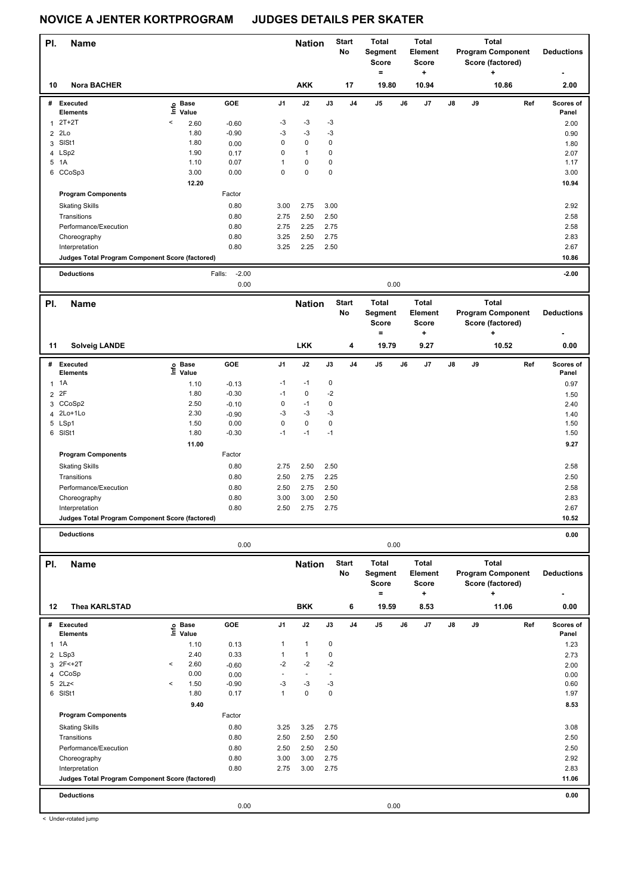# NOVICE A JENTER KORTPROGRAM JUDGES DETAILS PER SKATER

| Pl. | Name | Nation | Start No | Total Segment Score = | Total Element Score + | Total Program Component Score (factored) + | Deductions - |
|---|---|---|---|---|---|---|---|
| 10 | Nora BACHER | AKK | 17 | 19.80 | 10.94 | 10.86 | 2.00 |

| # | Executed Elements | Info | Base Value | GOE | J1 | J2 | J3 | J4 | J5 | J6 | J7 | J8 | J9 | Ref | Scores of Panel |
|---|---|---|---|---|---|---|---|---|---|---|---|---|---|---|---|
| 1 | 2T+2T | < | 2.60 | -0.60 | -3 | -3 | -3 | | | | | | | | 2.00 |
| 2 | 2Lo | | 1.80 | -0.90 | -3 | -3 | -3 | | | | | | | | 0.90 |
| 3 | SlSt1 | | 1.80 | 0.00 | 0 | 0 | 0 | | | | | | | | 1.80 |
| 4 | LSp2 | | 1.90 | 0.17 | 0 | 1 | 0 | | | | | | | | 2.07 |
| 5 | 1A | | 1.10 | 0.07 | 1 | 0 | 0 | | | | | | | | 1.17 |
| 6 | CCoSp3 | | 3.00 | 0.00 | 0 | 0 | 0 | | | | | | | | 3.00 |
| | | | 12.20 | | | | | | | | | | | | 10.94 |

| Program Components | Factor | J1 | J2 | J3 | Scores of Panel |
|---|---|---|---|---|---|
| Skating Skills | 0.80 | 3.00 | 2.75 | 3.00 | 2.92 |
| Transitions | 0.80 | 2.75 | 2.50 | 2.50 | 2.58 |
| Performance/Execution | 0.80 | 2.75 | 2.25 | 2.75 | 2.58 |
| Choreography | 0.80 | 3.25 | 2.50 | 2.75 | 2.83 |
| Interpretation | 0.80 | 3.25 | 2.25 | 2.50 | 2.67 |
| Judges Total Program Component Score (factored) | | | | | 10.86 |

Deductions — Falls: -2.00 — -2.00

0.00 0.00

| Pl. | Name | Nation | Start No | Total Segment Score = | Total Element Score + | Total Program Component Score (factored) + | Deductions - |
|---|---|---|---|---|---|---|---|
| 11 | Solveig LANDE | LKK | 4 | 19.79 | 9.27 | 10.52 | 0.00 |

| # | Executed Elements | Info | Base Value | GOE | J1 | J2 | J3 | J4 | J5 | J6 | J7 | J8 | J9 | Ref | Scores of Panel |
|---|---|---|---|---|---|---|---|---|---|---|---|---|---|---|---|
| 1 | 1A | | 1.10 | -0.13 | -1 | -1 | 0 | | | | | | | | 0.97 |
| 2 | 2F | | 1.80 | -0.30 | -1 | 0 | -2 | | | | | | | | 1.50 |
| 3 | CCoSp2 | | 2.50 | -0.10 | 0 | -1 | 0 | | | | | | | | 2.40 |
| 4 | 2Lo+1Lo | | 2.30 | -0.90 | -3 | -3 | -3 | | | | | | | | 1.40 |
| 5 | LSp1 | | 1.50 | 0.00 | 0 | 0 | 0 | | | | | | | | 1.50 |
| 6 | SlSt1 | | 1.80 | -0.30 | -1 | -1 | -1 | | | | | | | | 1.50 |
| | | | 11.00 | | | | | | | | | | | | 9.27 |

| Program Components | Factor | J1 | J2 | J3 | Scores of Panel |
|---|---|---|---|---|---|
| Skating Skills | 0.80 | 2.75 | 2.50 | 2.50 | 2.58 |
| Transitions | 0.80 | 2.50 | 2.75 | 2.25 | 2.50 |
| Performance/Execution | 0.80 | 2.50 | 2.75 | 2.50 | 2.58 |
| Choreography | 0.80 | 3.00 | 3.00 | 2.50 | 2.83 |
| Interpretation | 0.80 | 2.50 | 2.75 | 2.75 | 2.67 |
| Judges Total Program Component Score (factored) | | | | | 10.52 |

Deductions — 0.00

0.00 0.00

| Pl. | Name | Nation | Start No | Total Segment Score = | Total Element Score + | Total Program Component Score (factored) + | Deductions - |
|---|---|---|---|---|---|---|---|
| 12 | Thea KARLSTAD | BKK | 6 | 19.59 | 8.53 | 11.06 | 0.00 |

| # | Executed Elements | Info | Base Value | GOE | J1 | J2 | J3 | J4 | J5 | J6 | J7 | J8 | J9 | Ref | Scores of Panel |
|---|---|---|---|---|---|---|---|---|---|---|---|---|---|---|---|
| 1 | 1A | | 1.10 | 0.13 | 1 | 1 | 0 | | | | | | | | 1.23 |
| 2 | LSp3 | | 2.40 | 0.33 | 1 | 1 | 0 | | | | | | | | 2.73 |
| 3 | 2F<+2T | < | 2.60 | -0.60 | -2 | -2 | -2 | | | | | | | | 2.00 |
| 4 | CCoSp | | 0.00 | 0.00 | - | - | - | | | | | | | | 0.00 |
| 5 | 2Lz< | < | 1.50 | -0.90 | -3 | -3 | -3 | | | | | | | | 0.60 |
| 6 | SlSt1 | | 1.80 | 0.17 | 1 | 0 | 0 | | | | | | | | 1.97 |
| | | | 9.40 | | | | | | | | | | | | 8.53 |

| Program Components | Factor | J1 | J2 | J3 | Scores of Panel |
|---|---|---|---|---|---|
| Skating Skills | 0.80 | 3.25 | 3.25 | 2.75 | 3.08 |
| Transitions | 0.80 | 2.50 | 2.50 | 2.50 | 2.50 |
| Performance/Execution | 0.80 | 2.50 | 2.50 | 2.50 | 2.50 |
| Choreography | 0.80 | 3.00 | 3.00 | 2.75 | 2.92 |
| Interpretation | 0.80 | 2.75 | 3.00 | 2.75 | 2.83 |
| Judges Total Program Component Score (factored) | | | | | 11.06 |

Deductions — 0.00

0.00 0.00

< Under-rotated jump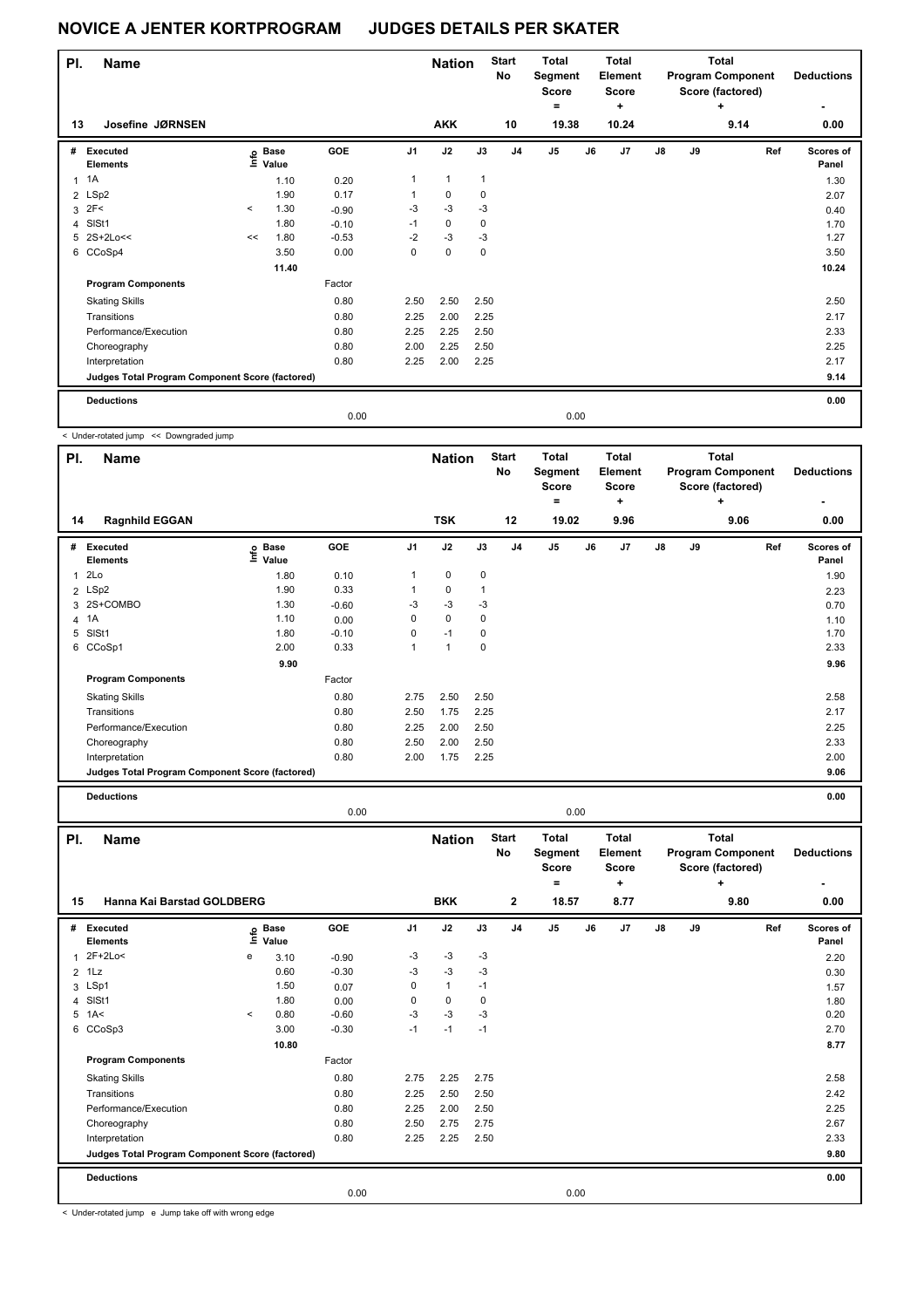# NOVICE A JENTER KORTPROGRAM JUDGES DETAILS PER SKATER

| Pl. | Name | Nation | Start No | Total Segment Score = | Total Element Score + | Total Program Component Score (factored) + | Deductions - |
|---|---|---|---|---|---|---|---|
| 13 | Josefine JØRNSEN | AKK | 10 | 19.38 | 10.24 | 9.14 | 0.00 |

| # | Executed Elements | Info | Base Value | GOE | J1 | J2 | J3 | J4 | J5 | J6 | J7 | J8 | J9 | Ref | Scores of Panel |
|---|---|---|---|---|---|---|---|---|---|---|---|---|---|---|---|
| 1 | 1A | | 1.10 | 0.20 | 1 | 1 | 1 | | | | | | | | 1.30 |
| 2 | LSp2 | | 1.90 | 0.17 | 1 | 0 | 0 | | | | | | | | 2.07 |
| 3 | 2F< | < | 1.30 | -0.90 | -3 | -3 | -3 | | | | | | | | 0.40 |
| 4 | SlSt1 | | 1.80 | -0.10 | -1 | 0 | 0 | | | | | | | | 1.70 |
| 5 | 2S+2Lo<< | << | 1.80 | -0.53 | -2 | -3 | -3 | | | | | | | | 1.27 |
| 6 | CCoSp4 | | 3.50 | 0.00 | 0 | 0 | 0 | | | | | | | | 3.50 |
| | | | 11.40 | | | | | | | | | | | | 10.24 |
| | **Program Components** | | | Factor | | | | | | | | | | | |
| | Skating Skills | | | 0.80 | 2.50 | 2.50 | 2.50 | | | | | | | | 2.50 |
| | Transitions | | | 0.80 | 2.25 | 2.00 | 2.25 | | | | | | | | 2.17 |
| | Performance/Execution | | | 0.80 | 2.25 | 2.25 | 2.50 | | | | | | | | 2.33 |
| | Choreography | | | 0.80 | 2.00 | 2.25 | 2.50 | | | | | | | | 2.25 |
| | Interpretation | | | 0.80 | 2.25 | 2.00 | 2.25 | | | | | | | | 2.17 |
| | **Judges Total Program Component Score (factored)** | | | | | | | | | | | | | | 9.14 |
| | **Deductions** | | | | | | | | | | | | | | 0.00 |
| | | | | 0.00 | | | | | 0.00 | | | | | | |

< Under-rotated jump << Downgraded jump

| Pl. | Name | Nation | Start No | Total Segment Score = | Total Element Score + | Total Program Component Score (factored) + | Deductions - |
|---|---|---|---|---|---|---|---|
| 14 | Ragnhild EGGAN | TSK | 12 | 19.02 | 9.96 | 9.06 | 0.00 |

| # | Executed Elements | Info | Base Value | GOE | J1 | J2 | J3 | J4 | J5 | J6 | J7 | J8 | J9 | Ref | Scores of Panel |
|---|---|---|---|---|---|---|---|---|---|---|---|---|---|---|---|
| 1 | 2Lo | | 1.80 | 0.10 | 1 | 0 | 0 | | | | | | | | 1.90 |
| 2 | LSp2 | | 1.90 | 0.33 | 1 | 0 | 1 | | | | | | | | 2.23 |
| 3 | 2S+COMBO | | 1.30 | -0.60 | -3 | -3 | -3 | | | | | | | | 0.70 |
| 4 | 1A | | 1.10 | 0.00 | 0 | 0 | 0 | | | | | | | | 1.10 |
| 5 | SlSt1 | | 1.80 | -0.10 | 0 | -1 | 0 | | | | | | | | 1.70 |
| 6 | CCoSp1 | | 2.00 | 0.33 | 1 | 1 | 0 | | | | | | | | 2.33 |
| | | | 9.90 | | | | | | | | | | | | 9.96 |
| | **Program Components** | | | Factor | | | | | | | | | | | |
| | Skating Skills | | | 0.80 | 2.75 | 2.50 | 2.50 | | | | | | | | 2.58 |
| | Transitions | | | 0.80 | 2.50 | 1.75 | 2.25 | | | | | | | | 2.17 |
| | Performance/Execution | | | 0.80 | 2.25 | 2.00 | 2.50 | | | | | | | | 2.25 |
| | Choreography | | | 0.80 | 2.50 | 2.00 | 2.50 | | | | | | | | 2.33 |
| | Interpretation | | | 0.80 | 2.00 | 1.75 | 2.25 | | | | | | | | 2.00 |
| | **Judges Total Program Component Score (factored)** | | | | | | | | | | | | | | 9.06 |
| | **Deductions** | | | | | | | | | | | | | | 0.00 |
| | | | | 0.00 | | | | | 0.00 | | | | | | |

| Pl. | Name | Nation | Start No | Total Segment Score = | Total Element Score + | Total Program Component Score (factored) + | Deductions - |
|---|---|---|---|---|---|---|---|
| 15 | Hanna Kai Barstad GOLDBERG | BKK | 2 | 18.57 | 8.77 | 9.80 | 0.00 |

| # | Executed Elements | Info | Base Value | GOE | J1 | J2 | J3 | J4 | J5 | J6 | J7 | J8 | J9 | Ref | Scores of Panel |
|---|---|---|---|---|---|---|---|---|---|---|---|---|---|---|---|
| 1 | 2F+2Lo< | e | 3.10 | -0.90 | -3 | -3 | -3 | | | | | | | | 2.20 |
| 2 | 1Lz | | 0.60 | -0.30 | -3 | -3 | -3 | | | | | | | | 0.30 |
| 3 | LSp1 | | 1.50 | 0.07 | 0 | 1 | -1 | | | | | | | | 1.57 |
| 4 | SlSt1 | | 1.80 | 0.00 | 0 | 0 | 0 | | | | | | | | 1.80 |
| 5 | 1A< | < | 0.80 | -0.60 | -3 | -3 | -3 | | | | | | | | 0.20 |
| 6 | CCoSp3 | | 3.00 | -0.30 | -1 | -1 | -1 | | | | | | | | 2.70 |
| | | | 10.80 | | | | | | | | | | | | 8.77 |
| | **Program Components** | | | Factor | | | | | | | | | | | |
| | Skating Skills | | | 0.80 | 2.75 | 2.25 | 2.75 | | | | | | | | 2.58 |
| | Transitions | | | 0.80 | 2.25 | 2.50 | 2.50 | | | | | | | | 2.42 |
| | Performance/Execution | | | 0.80 | 2.25 | 2.00 | 2.50 | | | | | | | | 2.25 |
| | Choreography | | | 0.80 | 2.50 | 2.75 | 2.75 | | | | | | | | 2.67 |
| | Interpretation | | | 0.80 | 2.25 | 2.25 | 2.50 | | | | | | | | 2.33 |
| | **Judges Total Program Component Score (factored)** | | | | | | | | | | | | | | 9.80 |
| | **Deductions** | | | | | | | | | | | | | | 0.00 |
| | | | | 0.00 | | | | | 0.00 | | | | | | |

< Under-rotated jump e Jump take off with wrong edge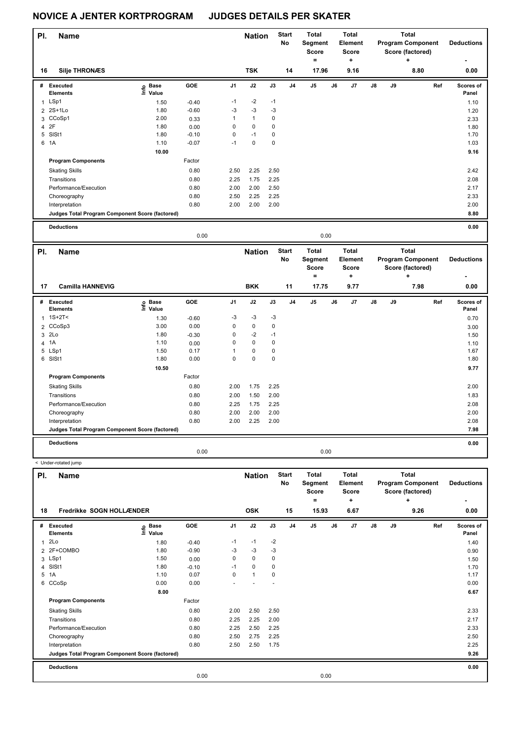# NOVICE A JENTER KORTPROGRAM JUDGES DETAILS PER SKATER

| Pl. | Name | Nation | Start No | Total Segment Score = | Total Element Score + | Total Program Component Score (factored) + | Deductions - |
|---|---|---|---|---|---|---|---|
| 16 | Silje THRONÆS | TSK | 14 | 17.96 | 9.16 | 8.80 | 0.00 |

| # | Executed Elements | Info | Base Value | GOE | J1 | J2 | J3 | J4 | J5 | J6 | J7 | J8 | J9 | Ref | Scores of Panel |
|---|---|---|---|---|---|---|---|---|---|---|---|---|---|---|---|
| 1 | LSp1 | | 1.50 | -0.40 | -1 | -2 | -1 | | | | | | | | 1.10 |
| 2 | 2S+1Lo | | 1.80 | -0.60 | -3 | -3 | -3 | | | | | | | | 1.20 |
| 3 | CCoSp1 | | 2.00 | 0.33 | 1 | 1 | 0 | | | | | | | | 2.33 |
| 4 | 2F | | 1.80 | 0.00 | 0 | 0 | 0 | | | | | | | | 1.80 |
| 5 | SlSt1 | | 1.80 | -0.10 | 0 | -1 | 0 | | | | | | | | 1.70 |
| 6 | 1A | | 1.10 | -0.07 | -1 | 0 | 0 | | | | | | | | 1.03 |
| | | | 10.00 | | | | | | | | | | | | 9.16 |
| | **Program Components** | | | Factor | | | | | | | | | | | |
| | Skating Skills | | | 0.80 | 2.50 | 2.25 | 2.50 | | | | | | | | 2.42 |
| | Transitions | | | 0.80 | 2.25 | 1.75 | 2.25 | | | | | | | | 2.08 |
| | Performance/Execution | | | 0.80 | 2.00 | 2.00 | 2.50 | | | | | | | | 2.17 |
| | Choreography | | | 0.80 | 2.50 | 2.25 | 2.25 | | | | | | | | 2.33 |
| | Interpretation | | | 0.80 | 2.00 | 2.00 | 2.00 | | | | | | | | 2.00 |
| | **Judges Total Program Component Score (factored)** | | | | | | | | | | | | | | 8.80 |
| | **Deductions** | | | | | | | | | | | | | | 0.00 |
| | | | | 0.00 | | | | | 0.00 | | | | | | |

| Pl. | Name | Nation | Start No | Total Segment Score = | Total Element Score + | Total Program Component Score (factored) + | Deductions - |
|---|---|---|---|---|---|---|---|
| 17 | Camilla HANNEVIG | BKK | 11 | 17.75 | 9.77 | 7.98 | 0.00 |

| # | Executed Elements | Info | Base Value | GOE | J1 | J2 | J3 | J4 | J5 | J6 | J7 | J8 | J9 | Ref | Scores of Panel |
|---|---|---|---|---|---|---|---|---|---|---|---|---|---|---|---|
| 1 | 1S+2T< | | 1.30 | -0.60 | -3 | -3 | -3 | | | | | | | | 0.70 |
| 2 | CCoSp3 | | 3.00 | 0.00 | 0 | 0 | 0 | | | | | | | | 3.00 |
| 3 | 2Lo | | 1.80 | -0.30 | 0 | -2 | -1 | | | | | | | | 1.50 |
| 4 | 1A | | 1.10 | 0.00 | 0 | 0 | 0 | | | | | | | | 1.10 |
| 5 | LSp1 | | 1.50 | 0.17 | 1 | 0 | 0 | | | | | | | | 1.67 |
| 6 | SlSt1 | | 1.80 | 0.00 | 0 | 0 | 0 | | | | | | | | 1.80 |
| | | | 10.50 | | | | | | | | | | | | 9.77 |
| | **Program Components** | | | Factor | | | | | | | | | | | |
| | Skating Skills | | | 0.80 | 2.00 | 1.75 | 2.25 | | | | | | | | 2.00 |
| | Transitions | | | 0.80 | 2.00 | 1.50 | 2.00 | | | | | | | | 1.83 |
| | Performance/Execution | | | 0.80 | 2.25 | 1.75 | 2.25 | | | | | | | | 2.08 |
| | Choreography | | | 0.80 | 2.00 | 2.00 | 2.00 | | | | | | | | 2.00 |
| | Interpretation | | | 0.80 | 2.00 | 2.25 | 2.00 | | | | | | | | 2.08 |
| | **Judges Total Program Component Score (factored)** | | | | | | | | | | | | | | 7.98 |
| | **Deductions** | | | | | | | | | | | | | | 0.00 |
| | | | | 0.00 | | | | | 0.00 | | | | | | |

< Under-rotated jump

| Pl. | Name | Nation | Start No | Total Segment Score = | Total Element Score + | Total Program Component Score (factored) + | Deductions - |
|---|---|---|---|---|---|---|---|
| 18 | Fredrikke SOGN HOLLÆNDER | OSK | 15 | 15.93 | 6.67 | 9.26 | 0.00 |

| # | Executed Elements | Info | Base Value | GOE | J1 | J2 | J3 | J4 | J5 | J6 | J7 | J8 | J9 | Ref | Scores of Panel |
|---|---|---|---|---|---|---|---|---|---|---|---|---|---|---|---|
| 1 | 2Lo | | 1.80 | -0.40 | -1 | -1 | -2 | | | | | | | | 1.40 |
| 2 | 2F+COMBO | | 1.80 | -0.90 | -3 | -3 | -3 | | | | | | | | 0.90 |
| 3 | LSp1 | | 1.50 | 0.00 | 0 | 0 | 0 | | | | | | | | 1.50 |
| 4 | SlSt1 | | 1.80 | -0.10 | -1 | 0 | 0 | | | | | | | | 1.70 |
| 5 | 1A | | 1.10 | 0.07 | 0 | 1 | 0 | | | | | | | | 1.17 |
| 6 | CCoSp | | 0.00 | 0.00 | - | - | - | | | | | | | | 0.00 |
| | | | 8.00 | | | | | | | | | | | | 6.67 |
| | **Program Components** | | | Factor | | | | | | | | | | | |
| | Skating Skills | | | 0.80 | 2.00 | 2.50 | 2.50 | | | | | | | | 2.33 |
| | Transitions | | | 0.80 | 2.25 | 2.25 | 2.00 | | | | | | | | 2.17 |
| | Performance/Execution | | | 0.80 | 2.25 | 2.50 | 2.25 | | | | | | | | 2.33 |
| | Choreography | | | 0.80 | 2.50 | 2.75 | 2.25 | | | | | | | | 2.50 |
| | Interpretation | | | 0.80 | 2.50 | 2.50 | 1.75 | | | | | | | | 2.25 |
| | **Judges Total Program Component Score (factored)** | | | | | | | | | | | | | | 9.26 |
| | **Deductions** | | | | | | | | | | | | | | 0.00 |
| | | | | 0.00 | | | | | 0.00 | | | | | | |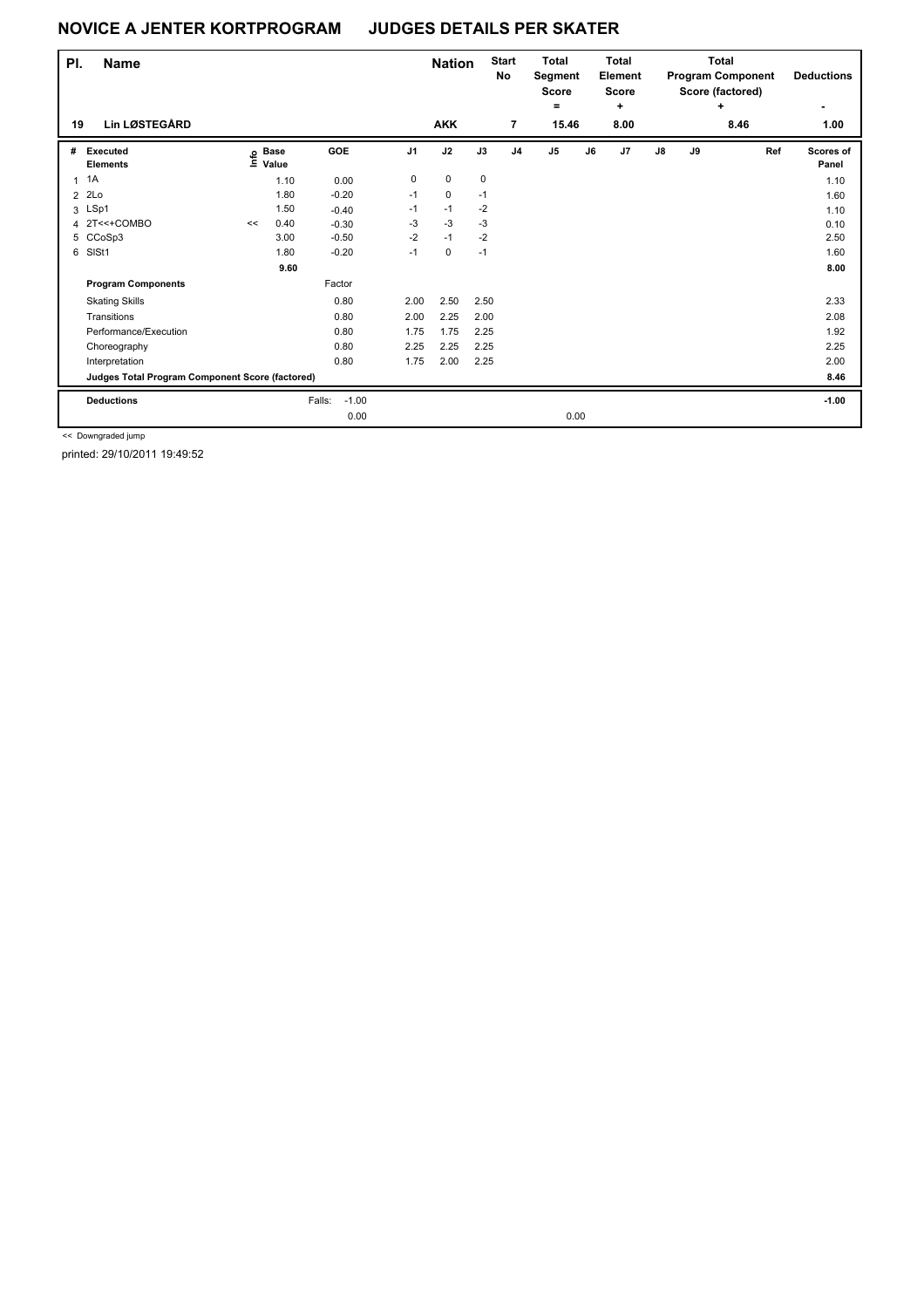# NOVICE A JENTER KORTPROGRAM JUDGES DETAILS PER SKATER

| Pl. | Name | Nation | Start No | Total Segment Score = | Total Element Score + | Total Program Component Score (factored) + | Deductions - |
|---|---|---|---|---|---|---|---|
| 19 | Lin LØSTEGÅRD | AKK | 7 | 15.46 | 8.00 | 8.46 | 1.00 |

| # | Executed Elements | Info | Base Value | GOE | J1 | J2 | J3 | J4 | J5 | J6 | J7 | J8 | J9 | Ref | Scores of Panel |
|---|---|---|---|---|---|---|---|---|---|---|---|---|---|---|---|
| 1 | 1A | | 1.10 | 0.00 | 0 | 0 | 0 | | | | | | | | 1.10 |
| 2 | 2Lo | | 1.80 | -0.20 | -1 | 0 | -1 | | | | | | | | 1.60 |
| 3 | LSp1 | | 1.50 | -0.40 | -1 | -1 | -2 | | | | | | | | 1.10 |
| 4 | 2T<<+COMBO | << | 0.40 | -0.30 | -3 | -3 | -3 | | | | | | | | 0.10 |
| 5 | CCoSp3 | | 3.00 | -0.50 | -2 | -1 | -2 | | | | | | | | 2.50 |
| 6 | SlSt1 | | 1.80 | -0.20 | -1 | 0 | -1 | | | | | | | | 1.60 |
| | | | 9.60 | | | | | | | | | | | | 8.00 |
| | **Program Components** | | | Factor | | | | | | | | | | | |
| | Skating Skills | | | 0.80 | 2.00 | 2.50 | 2.50 | | | | | | | | 2.33 |
| | Transitions | | | 0.80 | 2.00 | 2.25 | 2.00 | | | | | | | | 2.08 |
| | Performance/Execution | | | 0.80 | 1.75 | 1.75 | 2.25 | | | | | | | | 1.92 |
| | Choreography | | | 0.80 | 2.25 | 2.25 | 2.25 | | | | | | | | 2.25 |
| | Interpretation | | | 0.80 | 1.75 | 2.00 | 2.25 | | | | | | | | 2.00 |
| | **Judges Total Program Component Score (factored)** | | | | | | | | | | | | | | 8.46 |
| | **Deductions** | | | Falls: -1.00 | | | | | | | | | | | -1.00 |
| | | | | 0.00 | | | | | 0.00 | | | | | | |

<< Downgraded jump

printed: 29/10/2011 19:49:52